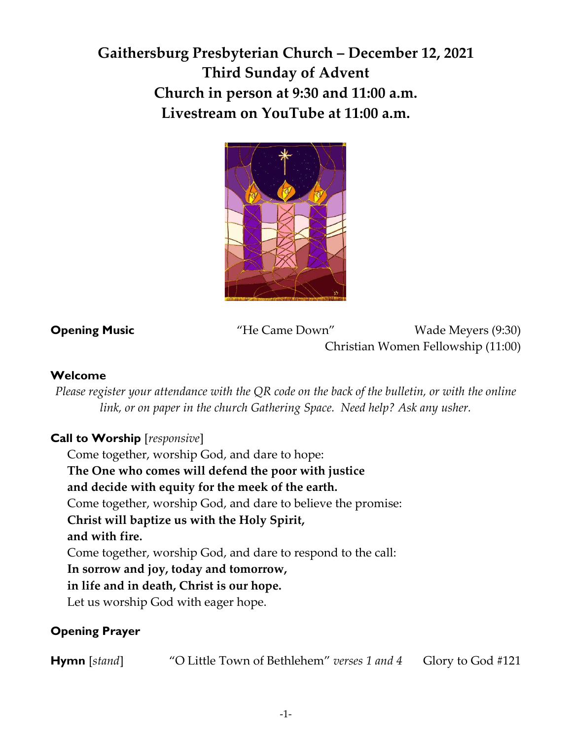# Gaithersburg Presbyterian Church – December 12, 2021
# Third Sunday of Advent
# Church in person at 9:30 and 11:00 a.m.
# Livestream on YouTube at 11:00 a.m.

**Opening Music** "He Came Down" Wade Meyers (9:30)
Christian Women Fellowship (11:00)

**Welcome**

*Please register your attendance with the QR code on the back of the bulletin, or with the online link, or on paper in the church Gathering Space. Need help? Ask any usher.*

**Call to Worship** [*responsive*]

Come together, worship God, and dare to hope:
**The One who comes will defend the poor with justice**
**and decide with equity for the meek of the earth.**
Come together, worship God, and dare to believe the promise:
**Christ will baptize us with the Holy Spirit,**
**and with fire.**
Come together, worship God, and dare to respond to the call:
**In sorrow and joy, today and tomorrow,**
**in life and in death, Christ is our hope.**
Let us worship God with eager hope.

**Opening Prayer**

**Hymn** [*stand*] "O Little Town of Bethlehem" *verses 1 and 4* Glory to God #121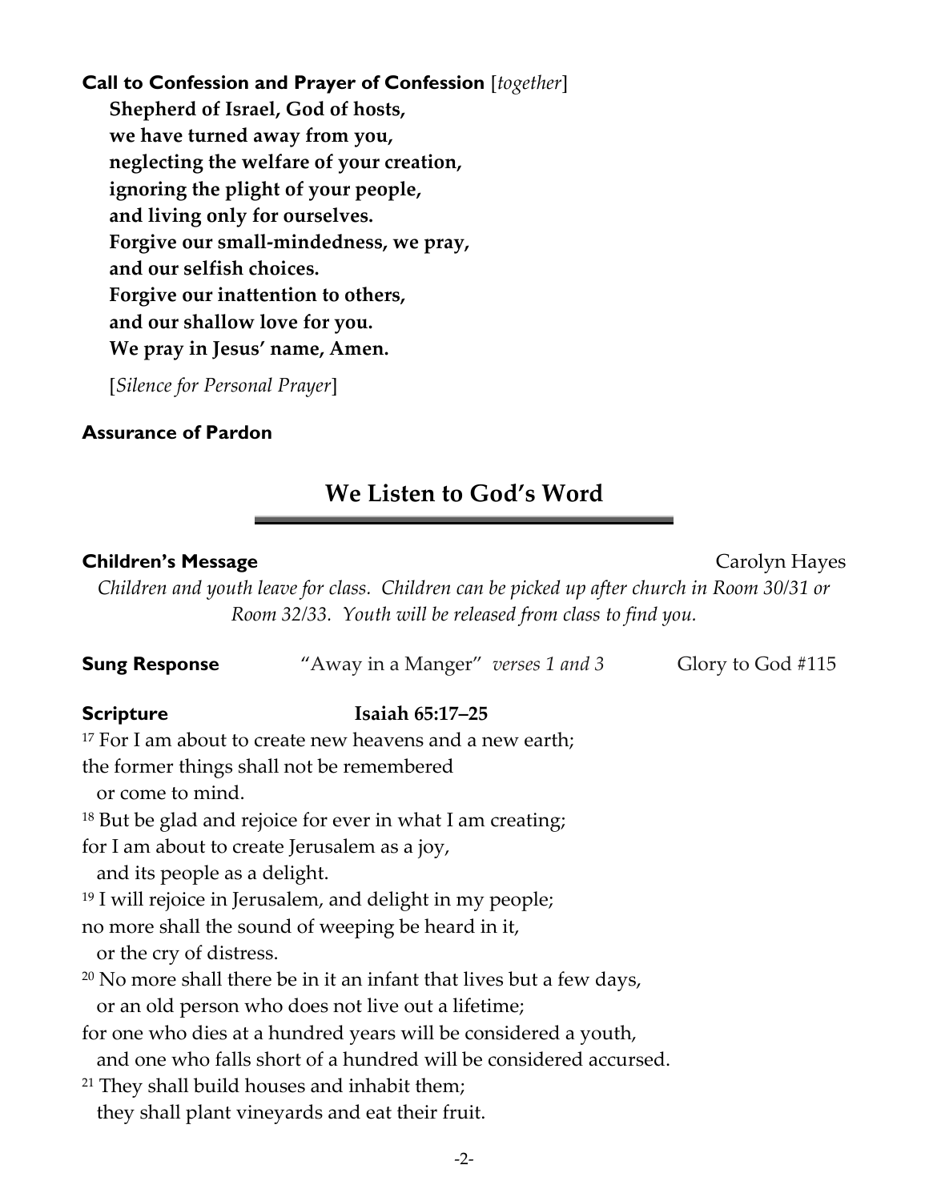**Call to Confession and Prayer of Confession** [*together*]

**Shepherd of Israel, God of hosts,**
**we have turned away from you,**
**neglecting the welfare of your creation,**
**ignoring the plight of your people,**
**and living only for ourselves.**
**Forgive our small-mindedness, we pray,**
**and our selfish choices.**
**Forgive our inattention to others,**
**and our shallow love for you.**
**We pray in Jesus' name, Amen.**

[*Silence for Personal Prayer*]

**Assurance of Pardon**

## We Listen to God's Word

**Children's Message** Carolyn Hayes

*Children and youth leave for class. Children can be picked up after church in Room 30/31 or Room 32/33. Youth will be released from class to find you.*

**Sung Response** "Away in a Manger" *verses 1 and 3* Glory to God #115

**Scripture** **Isaiah 65:17–25**

[17] For I am about to create new heavens and a new earth;
the former things shall not be remembered
or come to mind.
[18] But be glad and rejoice for ever in what I am creating;
for I am about to create Jerusalem as a joy,
and its people as a delight.
[19] I will rejoice in Jerusalem, and delight in my people;
no more shall the sound of weeping be heard in it,
or the cry of distress.
[20] No more shall there be in it an infant that lives but a few days,
or an old person who does not live out a lifetime;
for one who dies at a hundred years will be considered a youth,
and one who falls short of a hundred will be considered accursed.
[21] They shall build houses and inhabit them;
they shall plant vineyards and eat their fruit.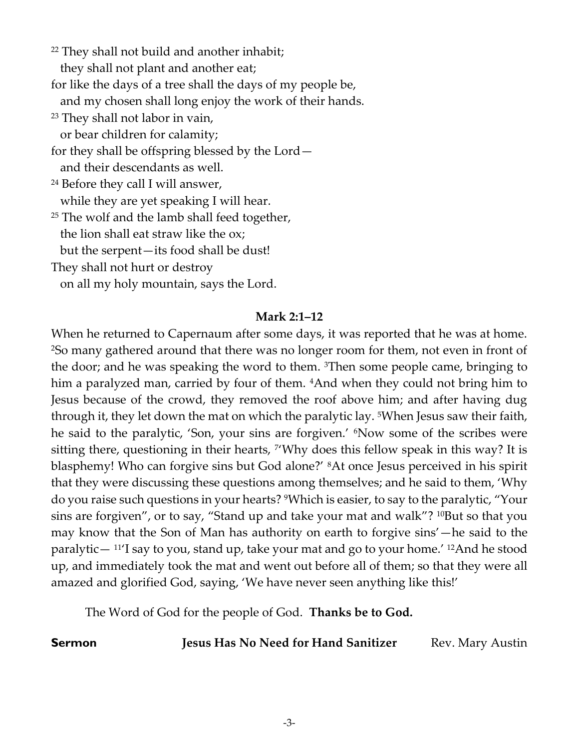[22] They shall not build and another inhabit;
  they shall not plant and another eat;
for like the days of a tree shall the days of my people be,
  and my chosen shall long enjoy the work of their hands.
[23] They shall not labor in vain,
  or bear children for calamity;
for they shall be offspring blessed by the Lord—
  and their descendants as well.
[24] Before they call I will answer,
  while they are yet speaking I will hear.
[25] The wolf and the lamb shall feed together,
  the lion shall eat straw like the ox;
  but the serpent—its food shall be dust!
They shall not hurt or destroy
  on all my holy mountain, says the Lord.

**Mark 2:1–12**

When he returned to Capernaum after some days, it was reported that he was at home. [2]So many gathered around that there was no longer room for them, not even in front of the door; and he was speaking the word to them. [3]Then some people came, bringing to him a paralyzed man, carried by four of them. [4]And when they could not bring him to Jesus because of the crowd, they removed the roof above him; and after having dug through it, they let down the mat on which the paralytic lay. [5]When Jesus saw their faith, he said to the paralytic, 'Son, your sins are forgiven.' [6]Now some of the scribes were sitting there, questioning in their hearts, [7]'Why does this fellow speak in this way? It is blasphemy! Who can forgive sins but God alone?' [8]At once Jesus perceived in his spirit that they were discussing these questions among themselves; and he said to them, 'Why do you raise such questions in your hearts? [9]Which is easier, to say to the paralytic, "Your sins are forgiven", or to say, "Stand up and take your mat and walk"? [10]But so that you may know that the Son of Man has authority on earth to forgive sins'—he said to the paralytic— [11]'I say to you, stand up, take your mat and go to your home.' [12]And he stood up, and immediately took the mat and went out before all of them; so that they were all amazed and glorified God, saying, 'We have never seen anything like this!'

The Word of God for the people of God. **Thanks be to God.**

**Sermon** **Jesus Has No Need for Hand Sanitizer** Rev. Mary Austin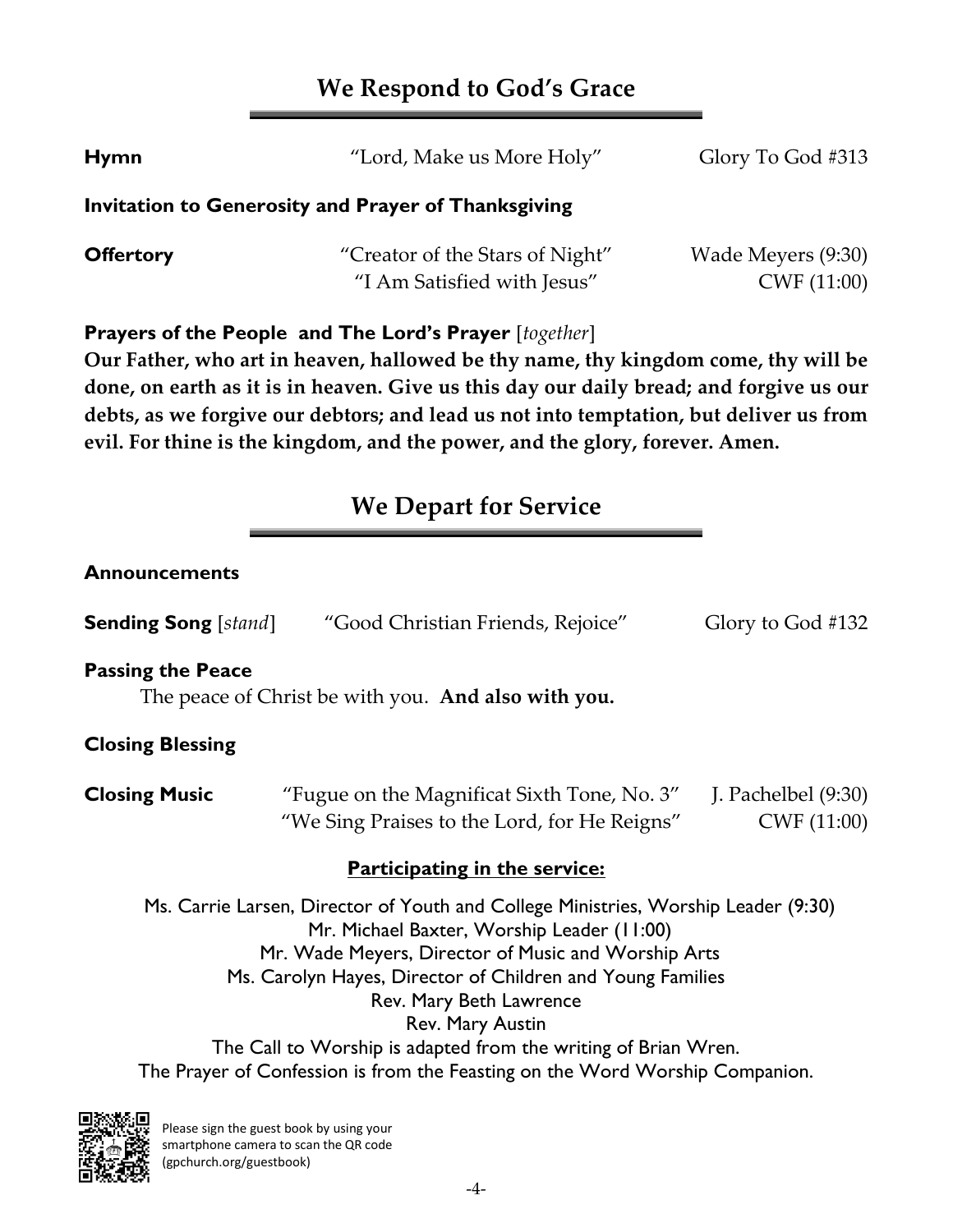## We Respond to God's Grace

**Hymn** "Lord, Make us More Holy" Glory To God #313

**Invitation to Generosity and Prayer of Thanksgiving**

**Offertory** "Creator of the Stars of Night" Wade Meyers (9:30)
"I Am Satisfied with Jesus" CWF (11:00)

**Prayers of the People and The Lord's Prayer** [*together*]
**Our Father, who art in heaven, hallowed be thy name, thy kingdom come, thy will be done, on earth as it is in heaven. Give us this day our daily bread; and forgive us our debts, as we forgive our debtors; and lead us not into temptation, but deliver us from evil. For thine is the kingdom, and the power, and the glory, forever. Amen.**

## We Depart for Service

**Announcements**

**Sending Song** [*stand*] "Good Christian Friends, Rejoice" Glory to God #132

**Passing the Peace**
The peace of Christ be with you. **And also with you.**

**Closing Blessing**

**Closing Music** "Fugue on the Magnificat Sixth Tone, No. 3" J. Pachelbel (9:30)
"We Sing Praises to the Lord, for He Reigns" CWF (11:00)

**Participating in the service:**

Ms. Carrie Larsen, Director of Youth and College Ministries, Worship Leader (9:30)
Mr. Michael Baxter, Worship Leader (11:00)
Mr. Wade Meyers, Director of Music and Worship Arts
Ms. Carolyn Hayes, Director of Children and Young Families
Rev. Mary Beth Lawrence
Rev. Mary Austin
The Call to Worship is adapted from the writing of Brian Wren.
The Prayer of Confession is from the Feasting on the Word Worship Companion.

Please sign the guest book by using your smartphone camera to scan the QR code (gpchurch.org/guestbook)